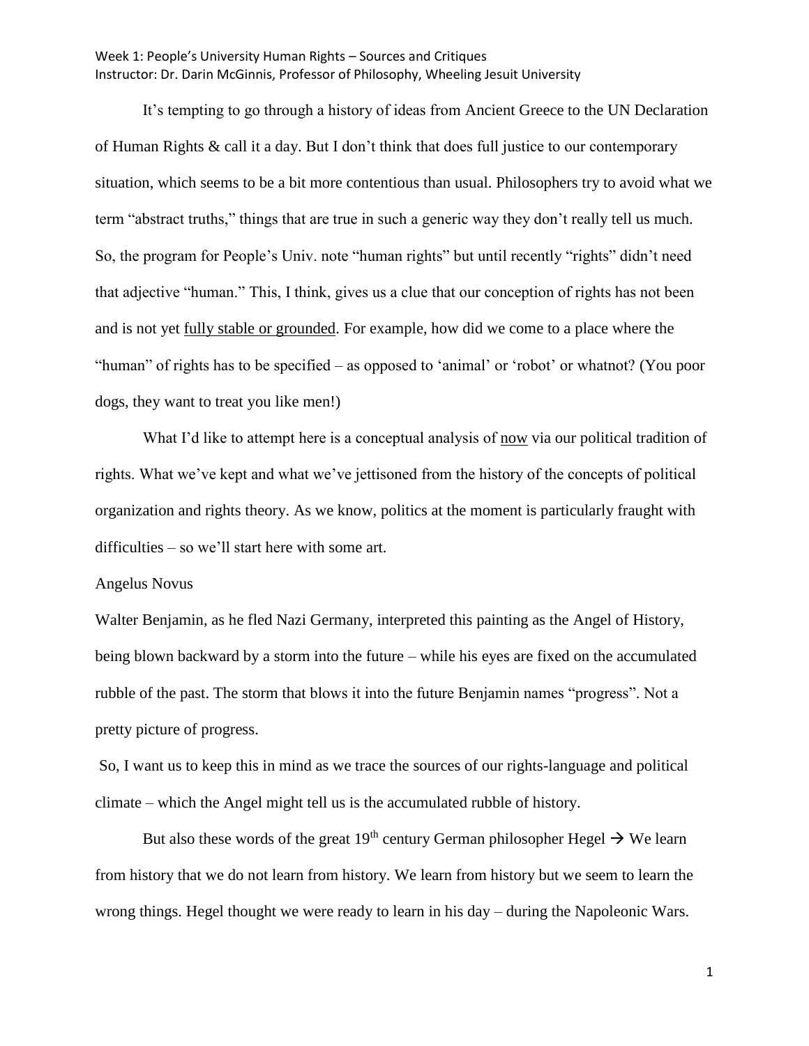It's tempting to go through a history of ideas from Ancient Greece to the UN Declaration of Human Rights & call it a day. But I don't think that does full justice to our contemporary situation, which seems to be a bit more contentious than usual. Philosophers try to avoid what we term "abstract truths," things that are true in such a generic way they don't really tell us much. So, the program for People's Univ. note "human rights" but until recently "rights" didn't need that adjective "human." This, I think, gives us a clue that our conception of rights has not been and is not yet <u>fully stable or grounded</u>. For example, how did we come to a place where the "human" of rights has to be specified – as opposed to 'animal' or 'robot' or whatnot? (You poor dogs, they want to treat you like men!)

What I'd like to attempt here is a conceptual analysis of <u>now</u> via our political tradition of rights. What we've kept and what we've jettisoned from the history of the concepts of political organization and rights theory. As we know, politics at the moment is particularly fraught with difficulties – so we'll start here with some art.

Angelus Novus

Walter Benjamin, as he fled Nazi Germany, interpreted this painting as the Angel of History, being blown backward by a storm into the future – while his eyes are fixed on the accumulated rubble of the past. The storm that blows it into the future Benjamin names "progress". Not a pretty picture of progress.

So, I want us to keep this in mind as we trace the sources of our rights-language and political climate – which the Angel might tell us is the accumulated rubble of history.

But also these words of the great 19th century German philosopher Hegel → We learn from history that we do not learn from history. We learn from history but we seem to learn the wrong things. Hegel thought we were ready to learn in his day – during the Napoleonic Wars.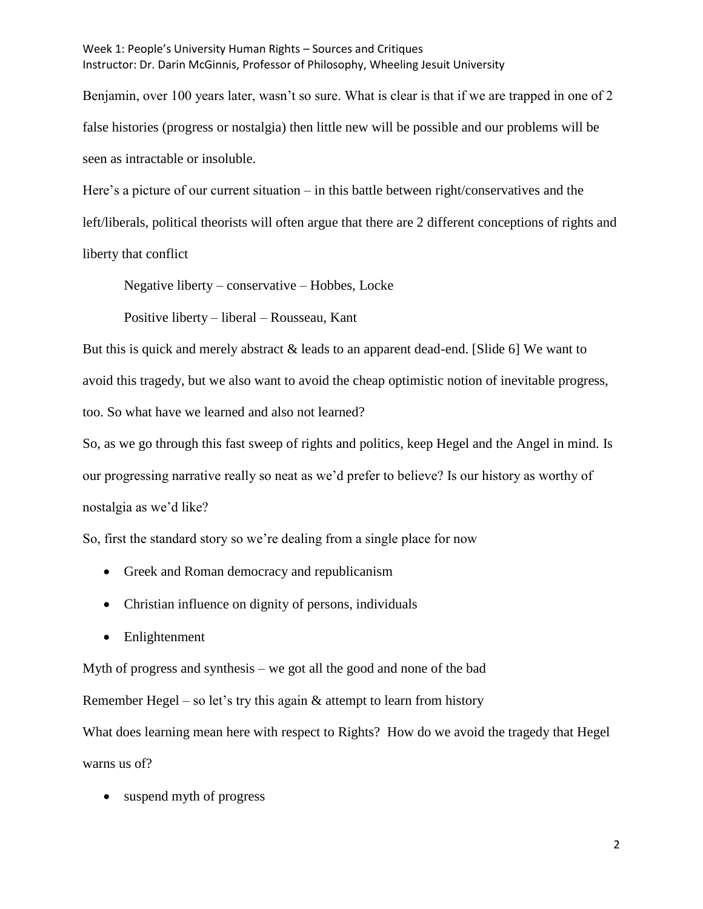Benjamin, over 100 years later, wasn't so sure. What is clear is that if we are trapped in one of 2 false histories (progress or nostalgia) then little new will be possible and our problems will be seen as intractable or insoluble.

Here's a picture of our current situation – in this battle between right/conservatives and the left/liberals, political theorists will often argue that there are 2 different conceptions of rights and liberty that conflict

Negative liberty – conservative – Hobbes, Locke

Positive liberty – liberal – Rousseau, Kant

But this is quick and merely abstract & leads to an apparent dead-end. [Slide 6] We want to avoid this tragedy, but we also want to avoid the cheap optimistic notion of inevitable progress, too. So what have we learned and also not learned?

So, as we go through this fast sweep of rights and politics, keep Hegel and the Angel in mind. Is our progressing narrative really so neat as we'd prefer to believe? Is our history as worthy of nostalgia as we'd like?

So, first the standard story so we're dealing from a single place for now

- Greek and Roman democracy and republicanism
- Christian influence on dignity of persons, individuals
- Enlightenment

Myth of progress and synthesis – we got all the good and none of the bad

Remember Hegel – so let's try this again & attempt to learn from history

What does learning mean here with respect to Rights? How do we avoid the tragedy that Hegel warns us of?

- suspend myth of progress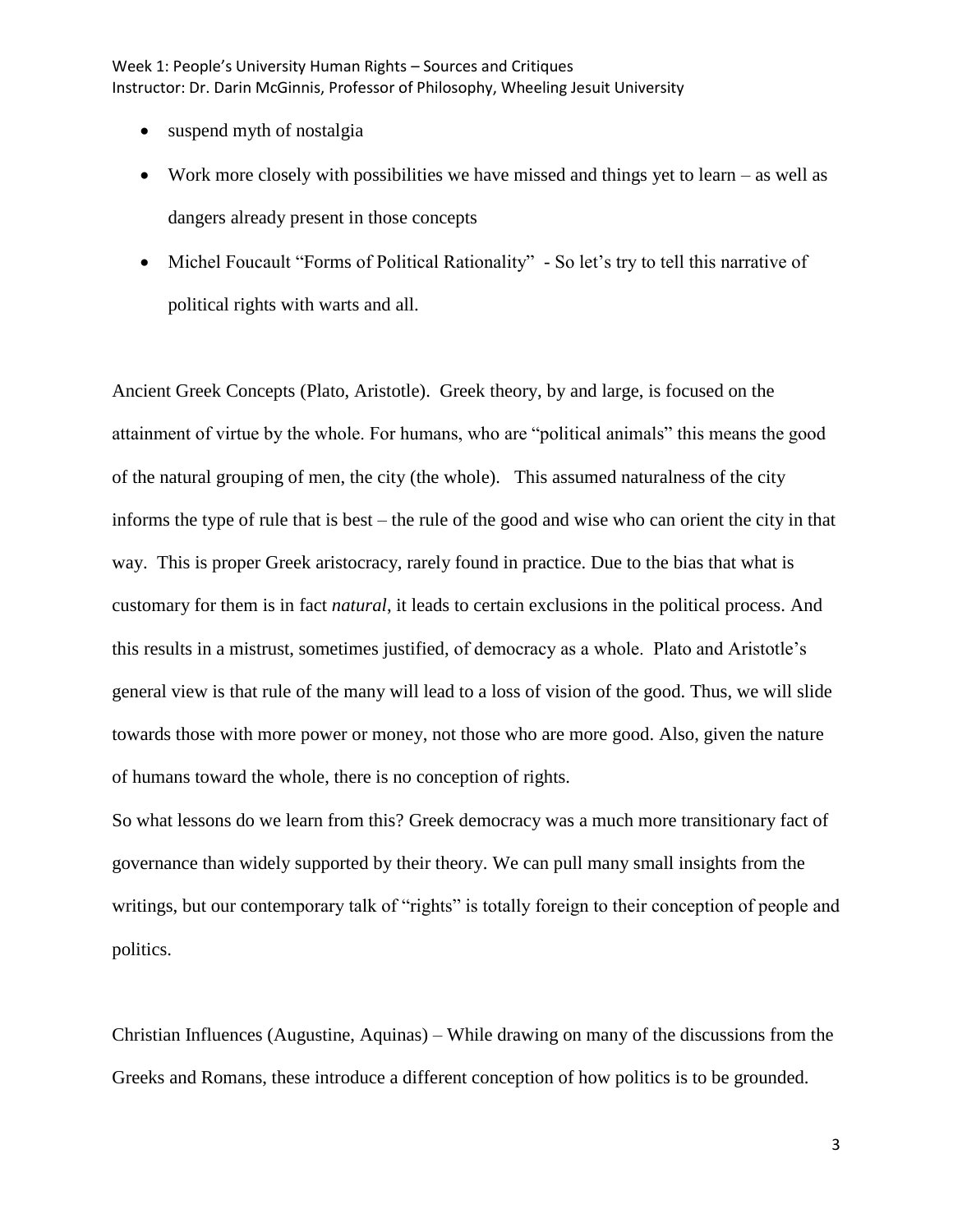- suspend myth of nostalgia
- Work more closely with possibilities we have missed and things yet to learn – as well as dangers already present in those concepts
- Michel Foucault "Forms of Political Rationality" - So let's try to tell this narrative of political rights with warts and all.

Ancient Greek Concepts (Plato, Aristotle). Greek theory, by and large, is focused on the attainment of virtue by the whole. For humans, who are "political animals" this means the good of the natural grouping of men, the city (the whole). This assumed naturalness of the city informs the type of rule that is best – the rule of the good and wise who can orient the city in that way. This is proper Greek aristocracy, rarely found in practice. Due to the bias that what is customary for them is in fact *natural*, it leads to certain exclusions in the political process. And this results in a mistrust, sometimes justified, of democracy as a whole. Plato and Aristotle's general view is that rule of the many will lead to a loss of vision of the good. Thus, we will slide towards those with more power or money, not those who are more good. Also, given the nature of humans toward the whole, there is no conception of rights.

So what lessons do we learn from this? Greek democracy was a much more transitionary fact of governance than widely supported by their theory. We can pull many small insights from the writings, but our contemporary talk of "rights" is totally foreign to their conception of people and politics.

Christian Influences (Augustine, Aquinas) – While drawing on many of the discussions from the Greeks and Romans, these introduce a different conception of how politics is to be grounded.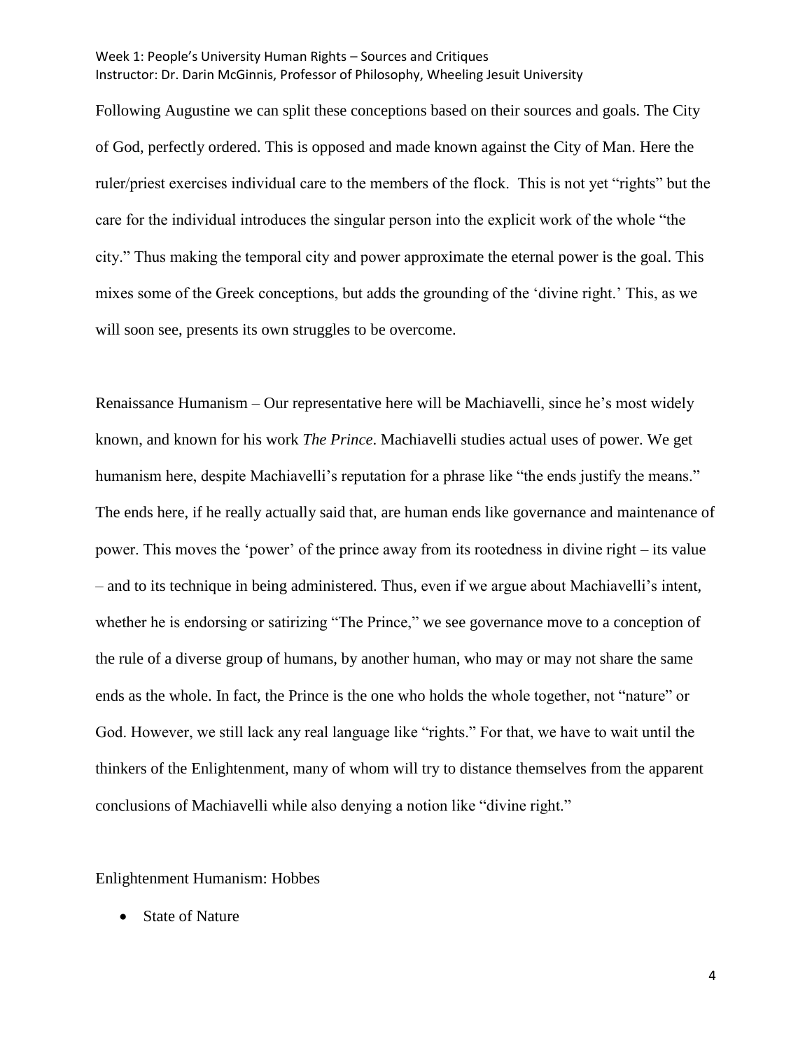Following Augustine we can split these conceptions based on their sources and goals. The City of God, perfectly ordered. This is opposed and made known against the City of Man. Here the ruler/priest exercises individual care to the members of the flock.  This is not yet "rights" but the care for the individual introduces the singular person into the explicit work of the whole "the city." Thus making the temporal city and power approximate the eternal power is the goal. This mixes some of the Greek conceptions, but adds the grounding of the 'divine right.' This, as we will soon see, presents its own struggles to be overcome.

Renaissance Humanism – Our representative here will be Machiavelli, since he's most widely known, and known for his work *The Prince*. Machiavelli studies actual uses of power. We get humanism here, despite Machiavelli's reputation for a phrase like "the ends justify the means." The ends here, if he really actually said that, are human ends like governance and maintenance of power. This moves the 'power' of the prince away from its rootedness in divine right – its value – and to its technique in being administered. Thus, even if we argue about Machiavelli's intent, whether he is endorsing or satirizing "The Prince," we see governance move to a conception of the rule of a diverse group of humans, by another human, who may or may not share the same ends as the whole. In fact, the Prince is the one who holds the whole together, not "nature" or God. However, we still lack any real language like "rights." For that, we have to wait until the thinkers of the Enlightenment, many of whom will try to distance themselves from the apparent conclusions of Machiavelli while also denying a notion like "divine right."

Enlightenment Humanism: Hobbes

- State of Nature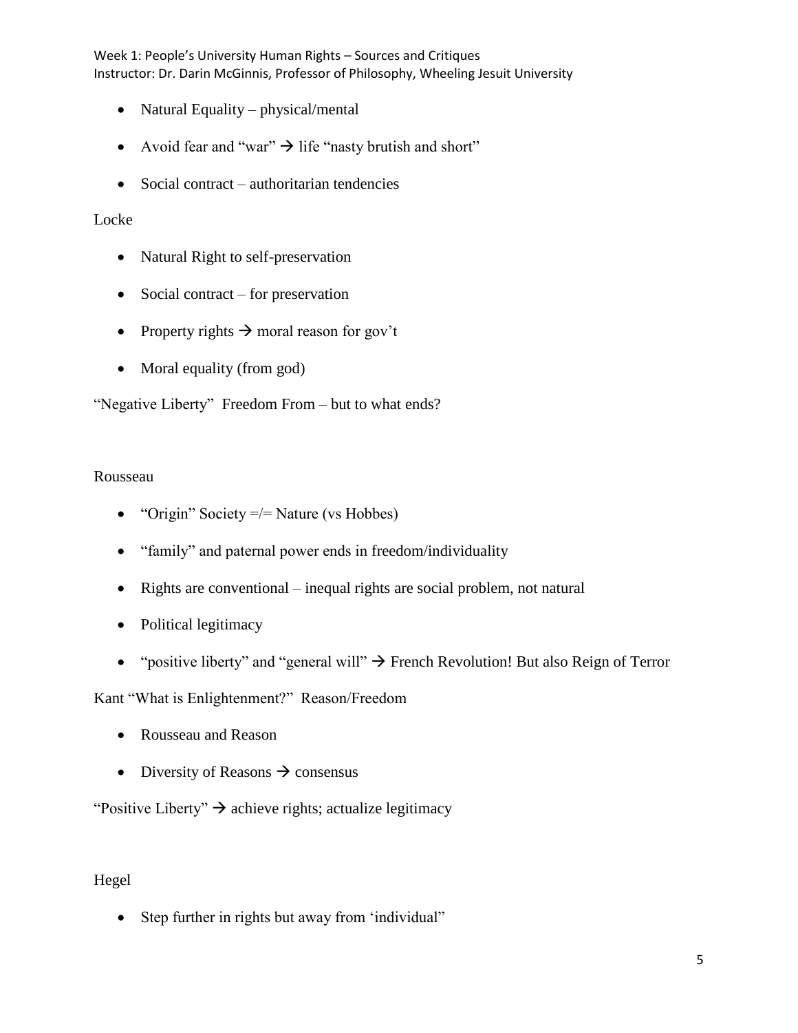- Natural Equality – physical/mental
- Avoid fear and "war" → life "nasty brutish and short"
- Social contract – authoritarian tendencies

Locke

- Natural Right to self-preservation
- Social contract – for preservation
- Property rights → moral reason for gov't
- Moral equality (from god)

"Negative Liberty" Freedom From – but to what ends?

Rousseau

- "Origin" Society =/= Nature (vs Hobbes)
- "family" and paternal power ends in freedom/individuality
- Rights are conventional – inequal rights are social problem, not natural
- Political legitimacy
- "positive liberty" and "general will" → French Revolution! But also Reign of Terror

Kant "What is Enlightenment?" Reason/Freedom

- Rousseau and Reason
- Diversity of Reasons → consensus

"Positive Liberty" → achieve rights; actualize legitimacy

Hegel

- Step further in rights but away from 'individual"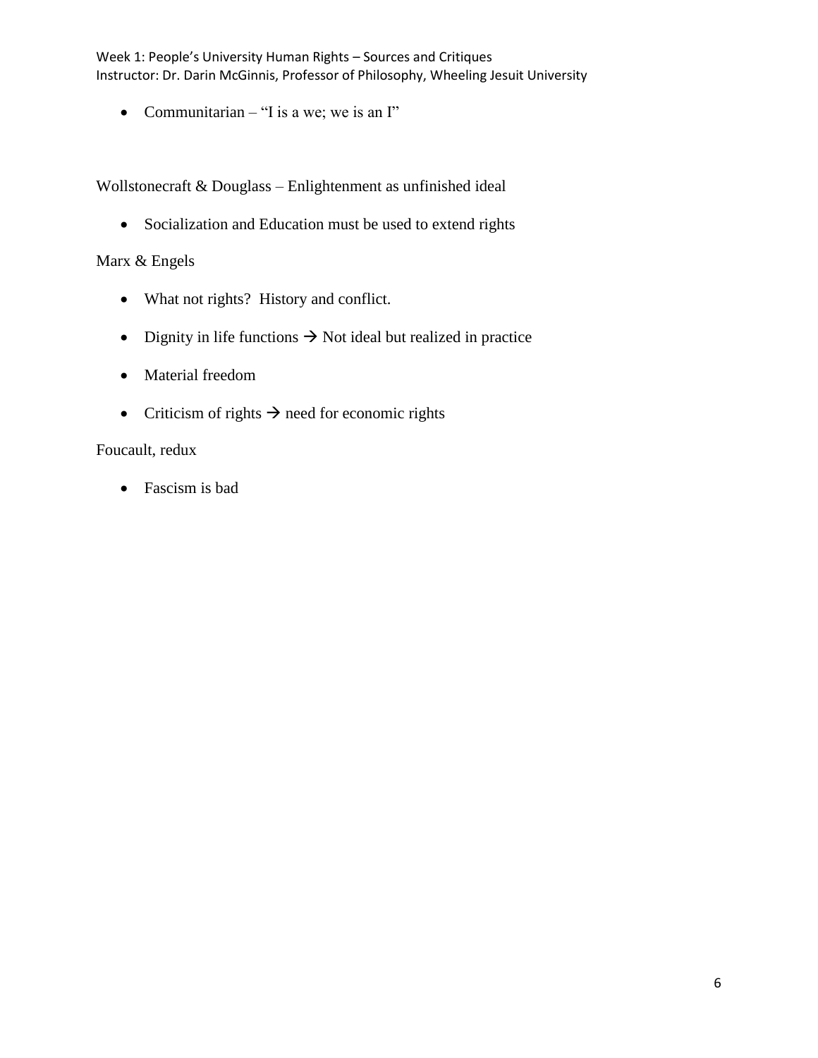- Communitarian – "I is a we; we is an I"

Wollstonecraft & Douglass – Enlightenment as unfinished ideal

- Socialization and Education must be used to extend rights

Marx & Engels

- What not rights? History and conflict.
- Dignity in life functions → Not ideal but realized in practice
- Material freedom
- Criticism of rights → need for economic rights

Foucault, redux

- Fascism is bad